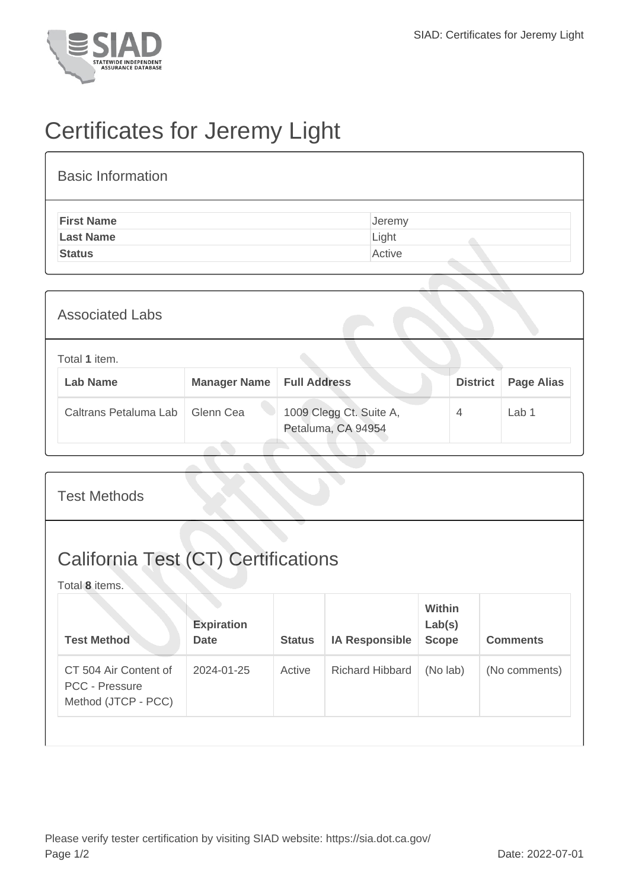# Certificates for Jeremy Light

## Basic Information

| | |
|---|---|
| **First Name** | Jeremy |
| **Last Name** | Light |
| **Status** | Active |

## Associated Labs

Total **1** item.

| Lab Name | Manager Name | Full Address | District | Page Alias |
|---|---|---|---|---|
| Caltrans Petaluma Lab | Glenn Cea | 1009 Clegg Ct. Suite A, Petaluma, CA 94954 | 4 | Lab 1 |

## Test Methods

## California Test (CT) Certifications

Total **8** items.

| Test Method | Expiration Date | Status | IA Responsible | Within Lab(s) Scope | Comments |
|---|---|---|---|---|---|
| CT 504 Air Content of PCC - Pressure Method (JTCP - PCC) | 2024-01-25 | Active | Richard Hibbard | (No lab) | (No comments) |

Please verify tester certification by visiting SIAD website: https://sia.dot.ca.gov/

Date: 2022-07-01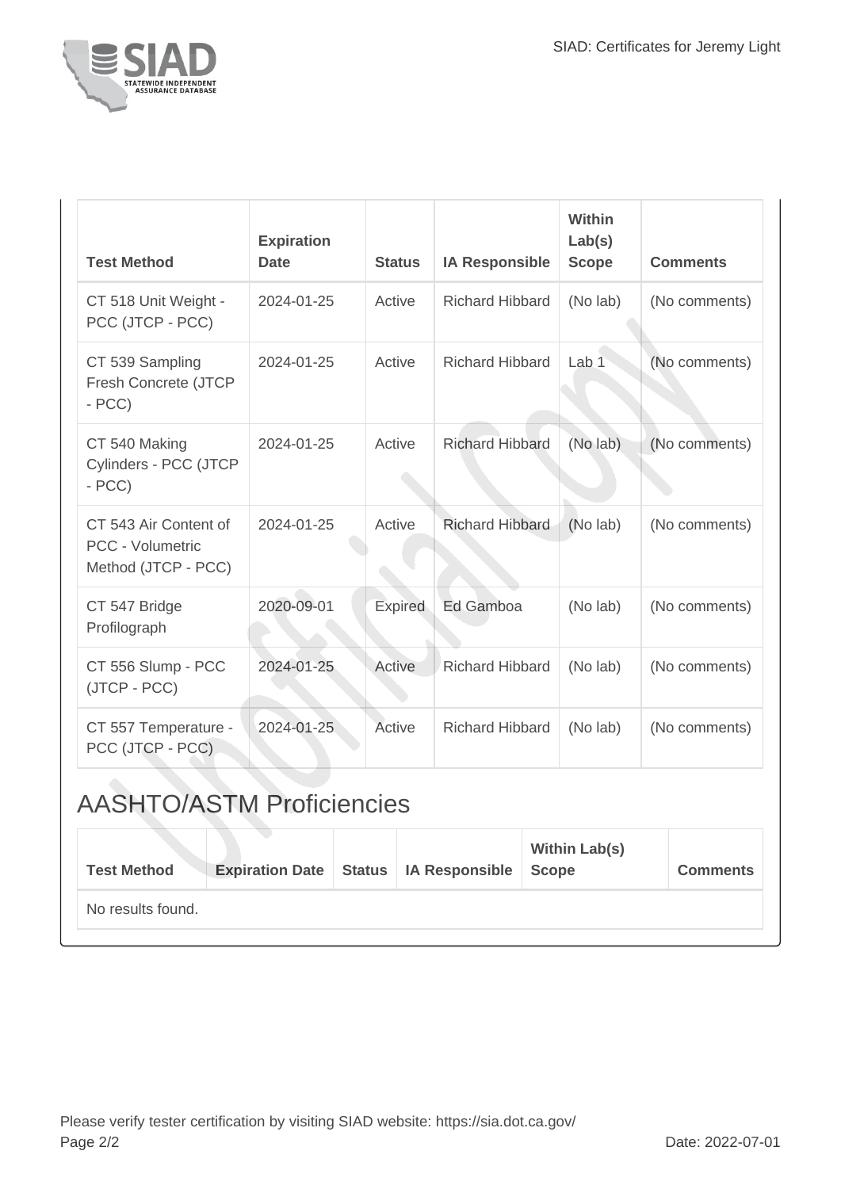| Test Method | Expiration Date | Status | IA Responsible | Within Lab(s) Scope | Comments |
| --- | --- | --- | --- | --- | --- |
| CT 518 Unit Weight - PCC (JTCP - PCC) | 2024-01-25 | Active | Richard Hibbard | (No lab) | (No comments) |
| CT 539 Sampling Fresh Concrete (JTCP - PCC) | 2024-01-25 | Active | Richard Hibbard | Lab 1 | (No comments) |
| CT 540 Making Cylinders - PCC (JTCP - PCC) | 2024-01-25 | Active | Richard Hibbard | (No lab) | (No comments) |
| CT 543 Air Content of PCC - Volumetric Method (JTCP - PCC) | 2024-01-25 | Active | Richard Hibbard | (No lab) | (No comments) |
| CT 547 Bridge Profilograph | 2020-09-01 | Expired | Ed Gamboa | (No lab) | (No comments) |
| CT 556 Slump - PCC (JTCP - PCC) | 2024-01-25 | Active | Richard Hibbard | (No lab) | (No comments) |
| CT 557 Temperature - PCC (JTCP - PCC) | 2024-01-25 | Active | Richard Hibbard | (No lab) | (No comments) |

## AASHTO/ASTM Proficiencies

| Test Method | Expiration Date | Status | IA Responsible | Within Lab(s) Scope | Comments |
| --- | --- | --- | --- | --- | --- |
| No results found. | | | | | |

Please verify tester certification by visiting SIAD website: https://sia.dot.ca.gov/

Date: 2022-07-01